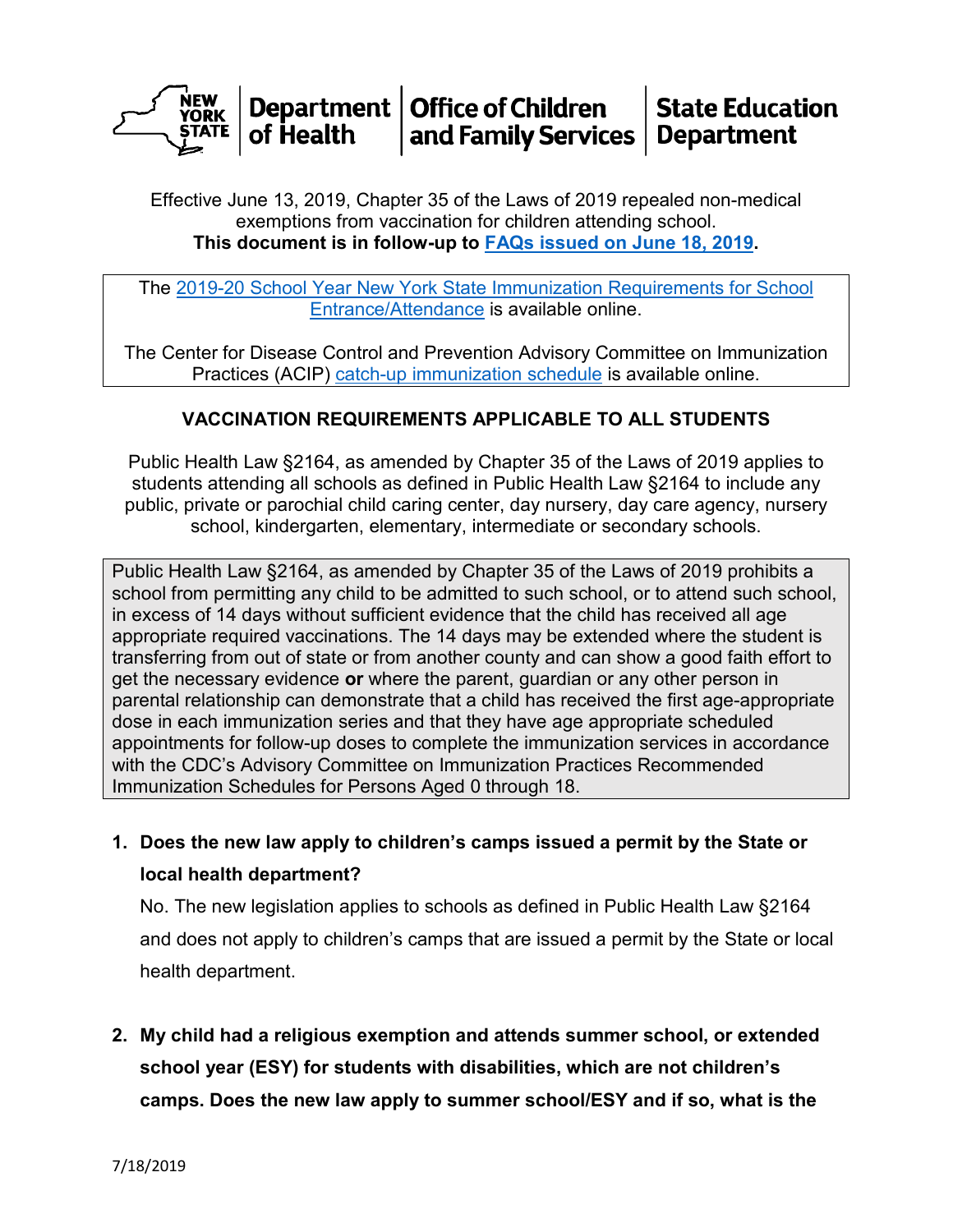NEW YORK STATE | Department of Health | Office of Children and Family Services | State Education Department

Effective June 13, 2019, Chapter 35 of the Laws of 2019 repealed non-medical exemptions from vaccination for children attending school.
**This document is in follow-up to FAQs issued on June 18, 2019.**

The 2019-20 School Year New York State Immunization Requirements for School Entrance/Attendance is available online.

The Center for Disease Control and Prevention Advisory Committee on Immunization Practices (ACIP) catch-up immunization schedule is available online.

## VACCINATION REQUIREMENTS APPLICABLE TO ALL STUDENTS

Public Health Law §2164, as amended by Chapter 35 of the Laws of 2019 applies to students attending all schools as defined in Public Health Law §2164 to include any public, private or parochial child caring center, day nursery, day care agency, nursery school, kindergarten, elementary, intermediate or secondary schools.

Public Health Law §2164, as amended by Chapter 35 of the Laws of 2019 prohibits a school from permitting any child to be admitted to such school, or to attend such school, in excess of 14 days without sufficient evidence that the child has received all age appropriate required vaccinations. The 14 days may be extended where the student is transferring from out of state or from another county and can show a good faith effort to get the necessary evidence **or** where the parent, guardian or any other person in parental relationship can demonstrate that a child has received the first age-appropriate dose in each immunization series and that they have age appropriate scheduled appointments for follow-up doses to complete the immunization services in accordance with the CDC's Advisory Committee on Immunization Practices Recommended Immunization Schedules for Persons Aged 0 through 18.

1. **Does the new law apply to children's camps issued a permit by the State or local health department?**

   No. The new legislation applies to schools as defined in Public Health Law §2164 and does not apply to children's camps that are issued a permit by the State or local health department.

2. **My child had a religious exemption and attends summer school, or extended school year (ESY) for students with disabilities, which are not children's camps. Does the new law apply to summer school/ESY and if so, what is the**

7/18/2019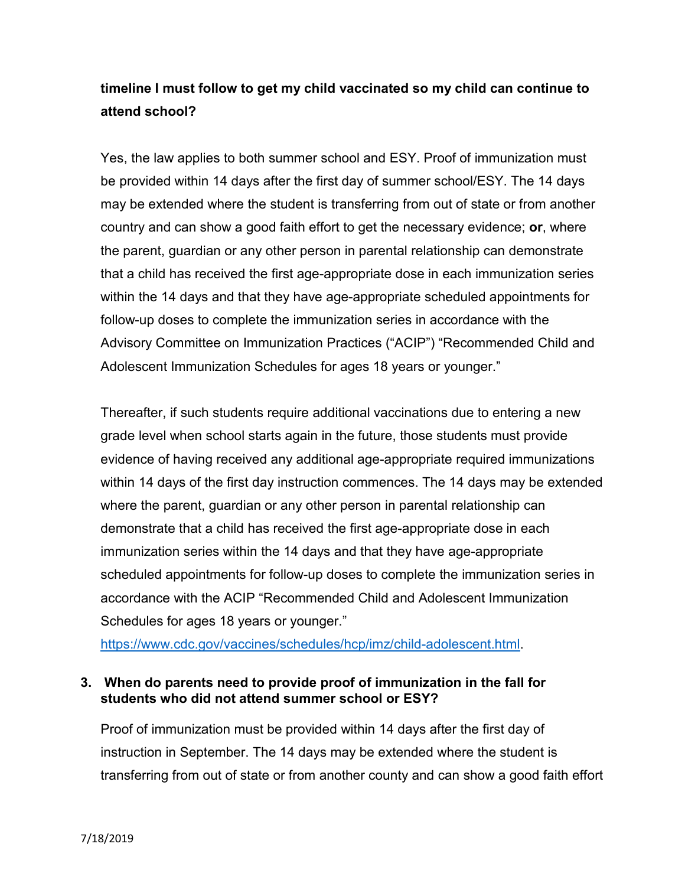**timeline I must follow to get my child vaccinated so my child can continue to attend school?**

Yes, the law applies to both summer school and ESY. Proof of immunization must be provided within 14 days after the first day of summer school/ESY. The 14 days may be extended where the student is transferring from out of state or from another country and can show a good faith effort to get the necessary evidence; **or**, where the parent, guardian or any other person in parental relationship can demonstrate that a child has received the first age-appropriate dose in each immunization series within the 14 days and that they have age-appropriate scheduled appointments for follow-up doses to complete the immunization series in accordance with the Advisory Committee on Immunization Practices ("ACIP") "Recommended Child and Adolescent Immunization Schedules for ages 18 years or younger."

Thereafter, if such students require additional vaccinations due to entering a new grade level when school starts again in the future, those students must provide evidence of having received any additional age-appropriate required immunizations within 14 days of the first day instruction commences. The 14 days may be extended where the parent, guardian or any other person in parental relationship can demonstrate that a child has received the first age-appropriate dose in each immunization series within the 14 days and that they have age-appropriate scheduled appointments for follow-up doses to complete the immunization series in accordance with the ACIP "Recommended Child and Adolescent Immunization Schedules for ages 18 years or younger." https://www.cdc.gov/vaccines/schedules/hcp/imz/child-adolescent.html.

**3. When do parents need to provide proof of immunization in the fall for students who did not attend summer school or ESY?**

Proof of immunization must be provided within 14 days after the first day of instruction in September. The 14 days may be extended where the student is transferring from out of state or from another county and can show a good faith effort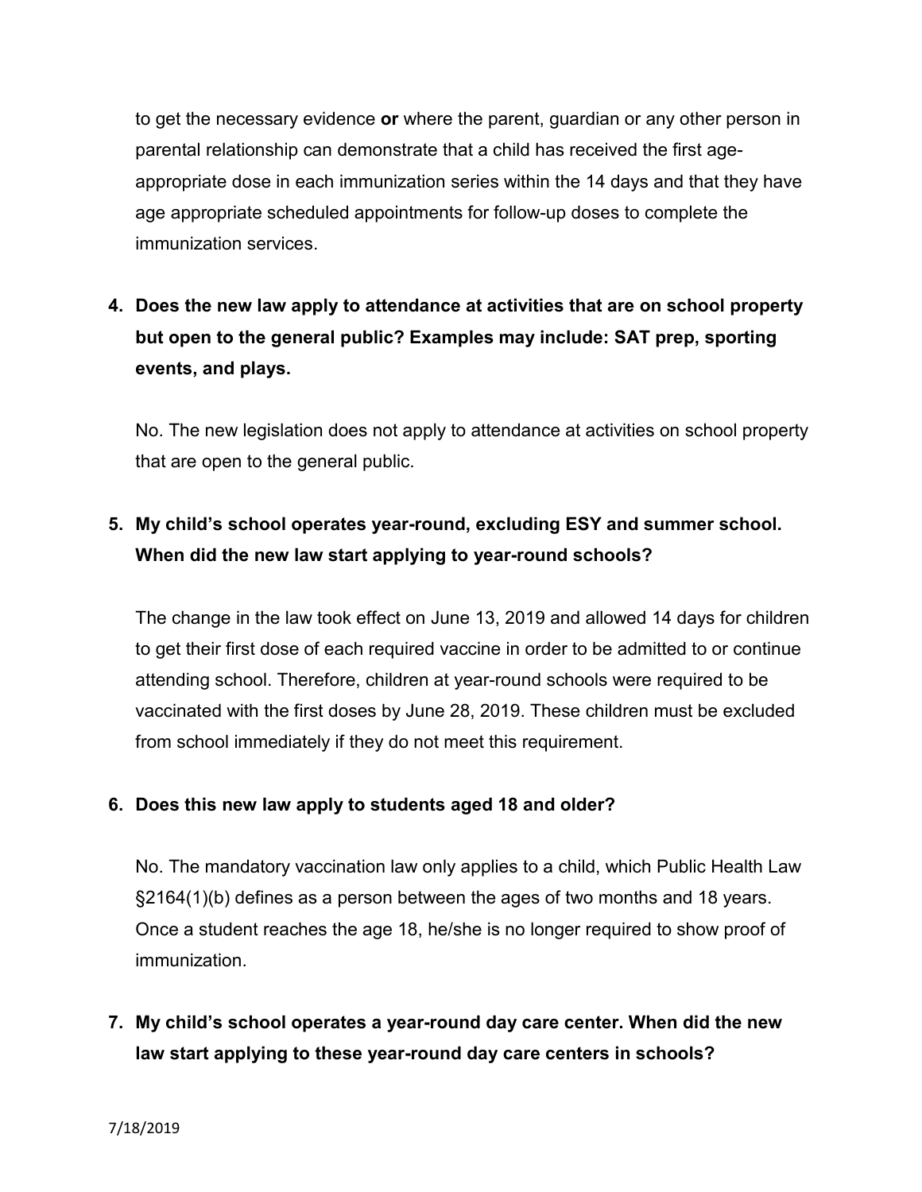to get the necessary evidence **or** where the parent, guardian or any other person in parental relationship can demonstrate that a child has received the first age-appropriate dose in each immunization series within the 14 days and that they have age appropriate scheduled appointments for follow-up doses to complete the immunization services.

4. **Does the new law apply to attendance at activities that are on school property but open to the general public? Examples may include: SAT prep, sporting events, and plays.**

   No. The new legislation does not apply to attendance at activities on school property that are open to the general public.

5. **My child's school operates year-round, excluding ESY and summer school. When did the new law start applying to year-round schools?**

   The change in the law took effect on June 13, 2019 and allowed 14 days for children to get their first dose of each required vaccine in order to be admitted to or continue attending school. Therefore, children at year-round schools were required to be vaccinated with the first doses by June 28, 2019. These children must be excluded from school immediately if they do not meet this requirement.

6. **Does this new law apply to students aged 18 and older?**

   No. The mandatory vaccination law only applies to a child, which Public Health Law §2164(1)(b) defines as a person between the ages of two months and 18 years. Once a student reaches the age 18, he/she is no longer required to show proof of immunization.

7. **My child's school operates a year-round day care center. When did the new law start applying to these year-round day care centers in schools?**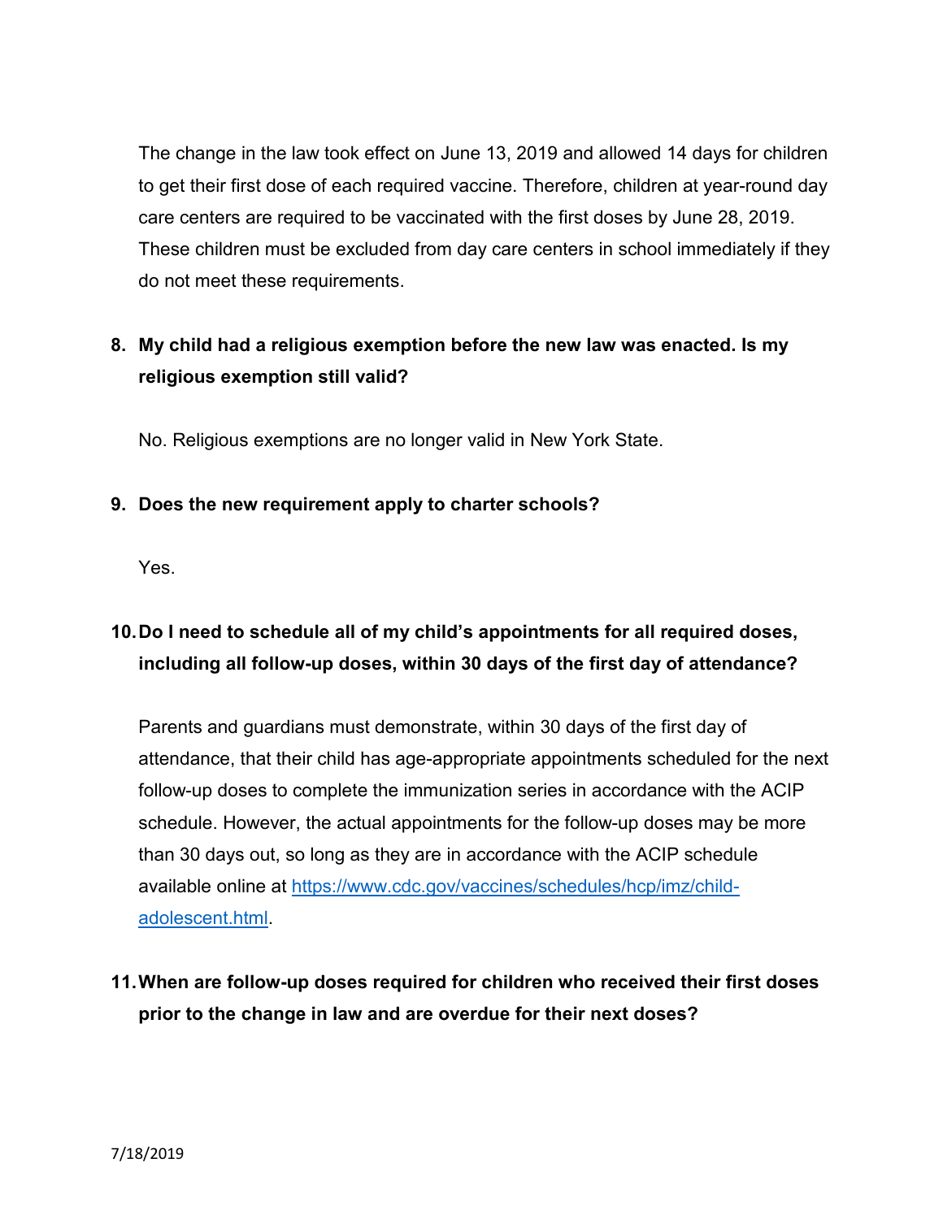The change in the law took effect on June 13, 2019 and allowed 14 days for children to get their first dose of each required vaccine. Therefore, children at year-round day care centers are required to be vaccinated with the first doses by June 28, 2019. These children must be excluded from day care centers in school immediately if they do not meet these requirements.

8. **My child had a religious exemption before the new law was enacted. Is my religious exemption still valid?**

   No. Religious exemptions are no longer valid in New York State.

9. **Does the new requirement apply to charter schools?**

   Yes.

10. **Do I need to schedule all of my child's appointments for all required doses, including all follow-up doses, within 30 days of the first day of attendance?**

    Parents and guardians must demonstrate, within 30 days of the first day of attendance, that their child has age-appropriate appointments scheduled for the next follow-up doses to complete the immunization series in accordance with the ACIP schedule. However, the actual appointments for the follow-up doses may be more than 30 days out, so long as they are in accordance with the ACIP schedule available online at [https://www.cdc.gov/vaccines/schedules/hcp/imz/child-adolescent.html](https://www.cdc.gov/vaccines/schedules/hcp/imz/child-adolescent.html).

11. **When are follow-up doses required for children who received their first doses prior to the change in law and are overdue for their next doses?**

7/18/2019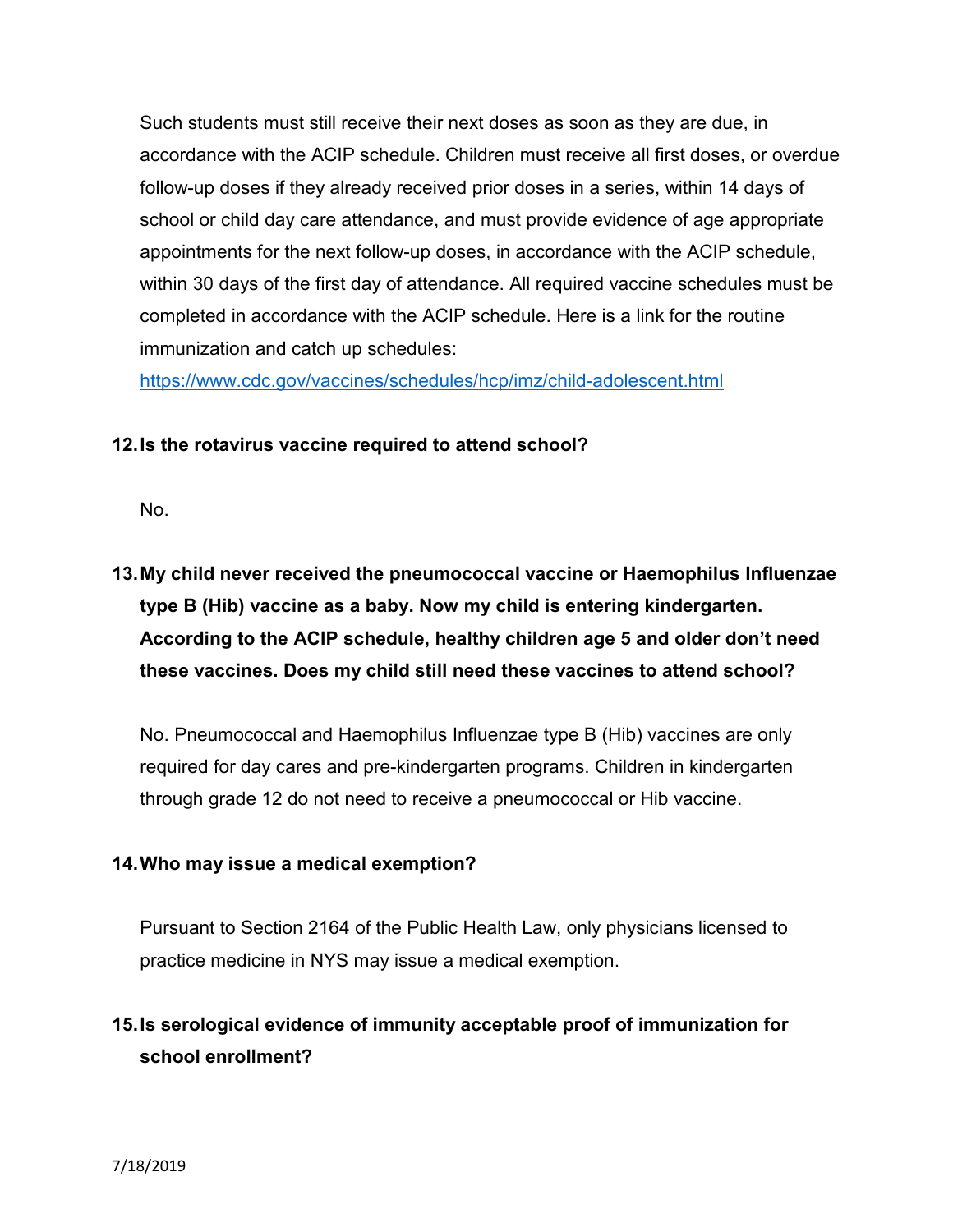Such students must still receive their next doses as soon as they are due, in accordance with the ACIP schedule. Children must receive all first doses, or overdue follow-up doses if they already received prior doses in a series, within 14 days of school or child day care attendance, and must provide evidence of age appropriate appointments for the next follow-up doses, in accordance with the ACIP schedule, within 30 days of the first day of attendance. All required vaccine schedules must be completed in accordance with the ACIP schedule. Here is a link for the routine immunization and catch up schedules: [https://www.cdc.gov/vaccines/schedules/hcp/imz/child-adolescent.html](https://www.cdc.gov/vaccines/schedules/hcp/imz/child-adolescent.html)

**12. Is the rotavirus vaccine required to attend school?**

No.

**13. My child never received the pneumococcal vaccine or Haemophilus Influenzae type B (Hib) vaccine as a baby. Now my child is entering kindergarten. According to the ACIP schedule, healthy children age 5 and older don't need these vaccines. Does my child still need these vaccines to attend school?**

No. Pneumococcal and Haemophilus Influenzae type B (Hib) vaccines are only required for day cares and pre-kindergarten programs. Children in kindergarten through grade 12 do not need to receive a pneumococcal or Hib vaccine.

**14. Who may issue a medical exemption?**

Pursuant to Section 2164 of the Public Health Law, only physicians licensed to practice medicine in NYS may issue a medical exemption.

**15. Is serological evidence of immunity acceptable proof of immunization for school enrollment?**

7/18/2019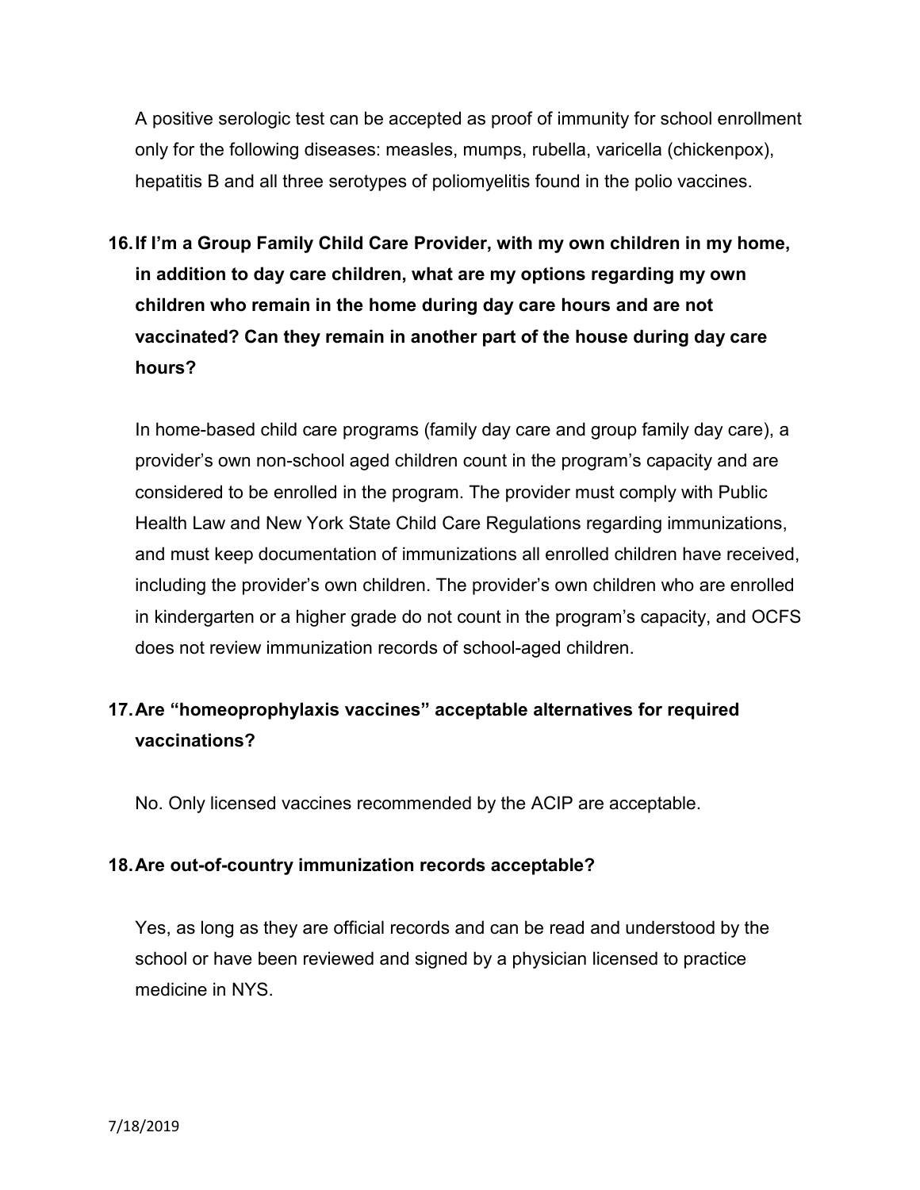A positive serologic test can be accepted as proof of immunity for school enrollment only for the following diseases: measles, mumps, rubella, varicella (chickenpox), hepatitis B and all three serotypes of poliomyelitis found in the polio vaccines.

**16. If I'm a Group Family Child Care Provider, with my own children in my home, in addition to day care children, what are my options regarding my own children who remain in the home during day care hours and are not vaccinated? Can they remain in another part of the house during day care hours?**

In home-based child care programs (family day care and group family day care), a provider's own non-school aged children count in the program's capacity and are considered to be enrolled in the program. The provider must comply with Public Health Law and New York State Child Care Regulations regarding immunizations, and must keep documentation of immunizations all enrolled children have received, including the provider's own children. The provider's own children who are enrolled in kindergarten or a higher grade do not count in the program's capacity, and OCFS does not review immunization records of school-aged children.

**17. Are "homeoprophylaxis vaccines" acceptable alternatives for required vaccinations?**

No. Only licensed vaccines recommended by the ACIP are acceptable.

**18. Are out-of-country immunization records acceptable?**

Yes, as long as they are official records and can be read and understood by the school or have been reviewed and signed by a physician licensed to practice medicine in NYS.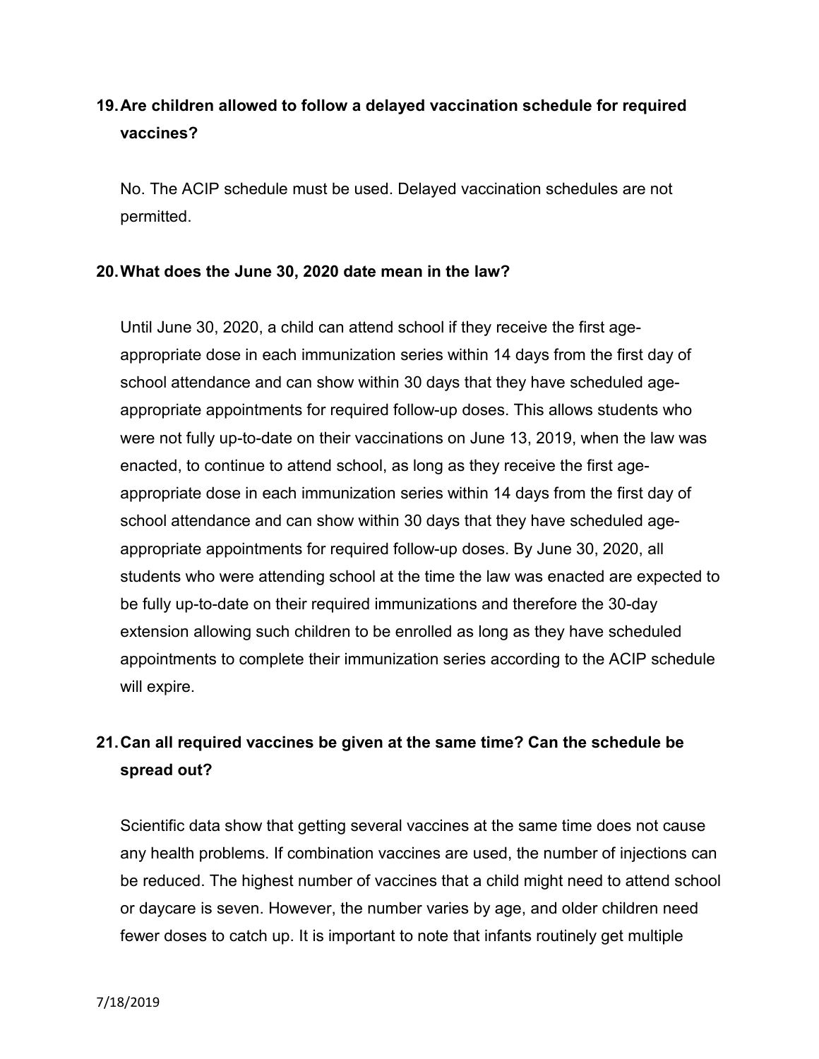19. **Are children allowed to follow a delayed vaccination schedule for required vaccines?**

    No. The ACIP schedule must be used. Delayed vaccination schedules are not permitted.

20. **What does the June 30, 2020 date mean in the law?**

    Until June 30, 2020, a child can attend school if they receive the first age-appropriate dose in each immunization series within 14 days from the first day of school attendance and can show within 30 days that they have scheduled age-appropriate appointments for required follow-up doses. This allows students who were not fully up-to-date on their vaccinations on June 13, 2019, when the law was enacted, to continue to attend school, as long as they receive the first age-appropriate dose in each immunization series within 14 days from the first day of school attendance and can show within 30 days that they have scheduled age-appropriate appointments for required follow-up doses. By June 30, 2020, all students who were attending school at the time the law was enacted are expected to be fully up-to-date on their required immunizations and therefore the 30-day extension allowing such children to be enrolled as long as they have scheduled appointments to complete their immunization series according to the ACIP schedule will expire.

21. **Can all required vaccines be given at the same time? Can the schedule be spread out?**

    Scientific data show that getting several vaccines at the same time does not cause any health problems. If combination vaccines are used, the number of injections can be reduced. The highest number of vaccines that a child might need to attend school or daycare is seven. However, the number varies by age, and older children need fewer doses to catch up. It is important to note that infants routinely get multiple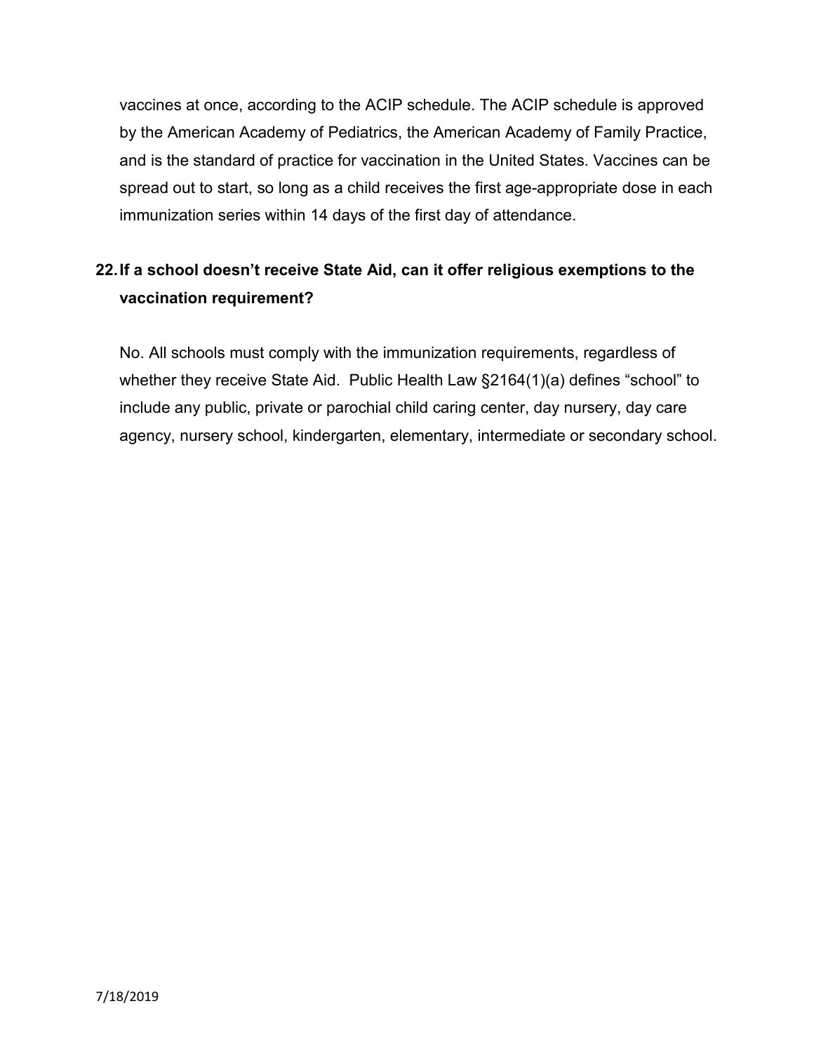vaccines at once, according to the ACIP schedule. The ACIP schedule is approved by the American Academy of Pediatrics, the American Academy of Family Practice, and is the standard of practice for vaccination in the United States. Vaccines can be spread out to start, so long as a child receives the first age-appropriate dose in each immunization series within 14 days of the first day of attendance.

**22. If a school doesn't receive State Aid, can it offer religious exemptions to the vaccination requirement?**

No. All schools must comply with the immunization requirements, regardless of whether they receive State Aid. Public Health Law §2164(1)(a) defines "school" to include any public, private or parochial child caring center, day nursery, day care agency, nursery school, kindergarten, elementary, intermediate or secondary school.

7/18/2019